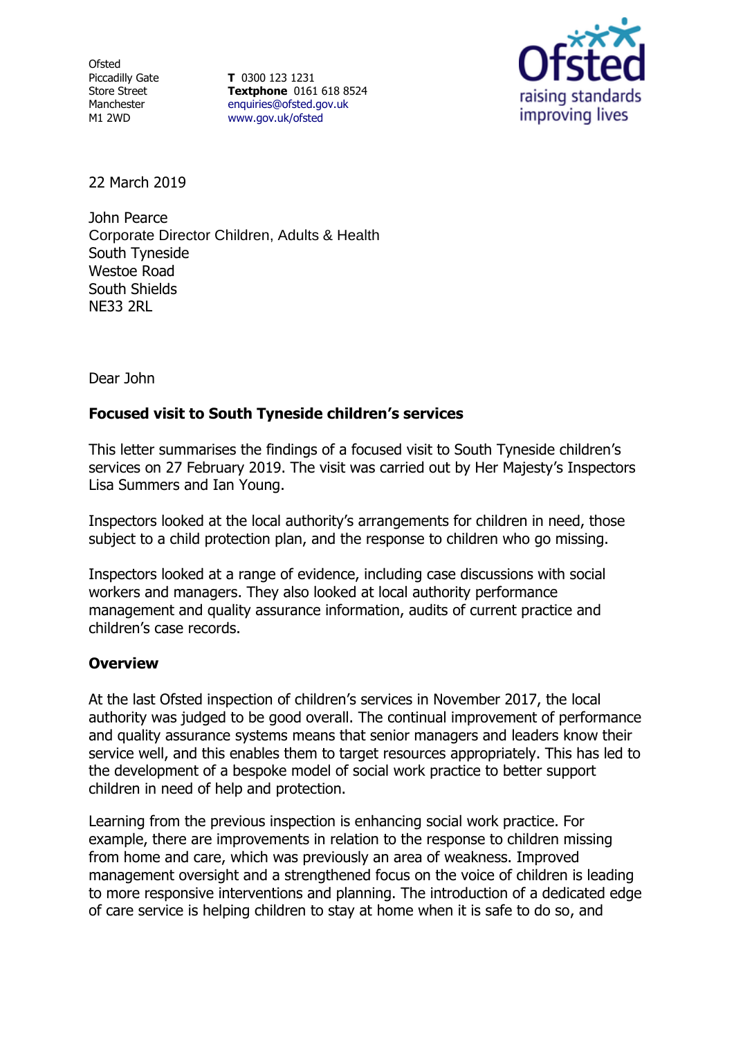Ofsted
Piccadilly Gate
Store Street
Manchester
M1 2WD

**T** 0300 123 1231
**Textphone** 0161 618 8524
enquiries@ofsted.gov.uk
www.gov.uk/ofsted

22 March 2019

John Pearce
Corporate Director Children, Adults & Health
South Tyneside
Westoe Road
South Shields
NE33 2RL

Dear John

**Focused visit to South Tyneside children's services**

This letter summarises the findings of a focused visit to South Tyneside children's services on 27 February 2019. The visit was carried out by Her Majesty's Inspectors Lisa Summers and Ian Young.

Inspectors looked at the local authority's arrangements for children in need, those subject to a child protection plan, and the response to children who go missing.

Inspectors looked at a range of evidence, including case discussions with social workers and managers. They also looked at local authority performance management and quality assurance information, audits of current practice and children's case records.

**Overview**

At the last Ofsted inspection of children's services in November 2017, the local authority was judged to be good overall. The continual improvement of performance and quality assurance systems means that senior managers and leaders know their service well, and this enables them to target resources appropriately. This has led to the development of a bespoke model of social work practice to better support children in need of help and protection.

Learning from the previous inspection is enhancing social work practice. For example, there are improvements in relation to the response to children missing from home and care, which was previously an area of weakness. Improved management oversight and a strengthened focus on the voice of children is leading to more responsive interventions and planning. The introduction of a dedicated edge of care service is helping children to stay at home when it is safe to do so, and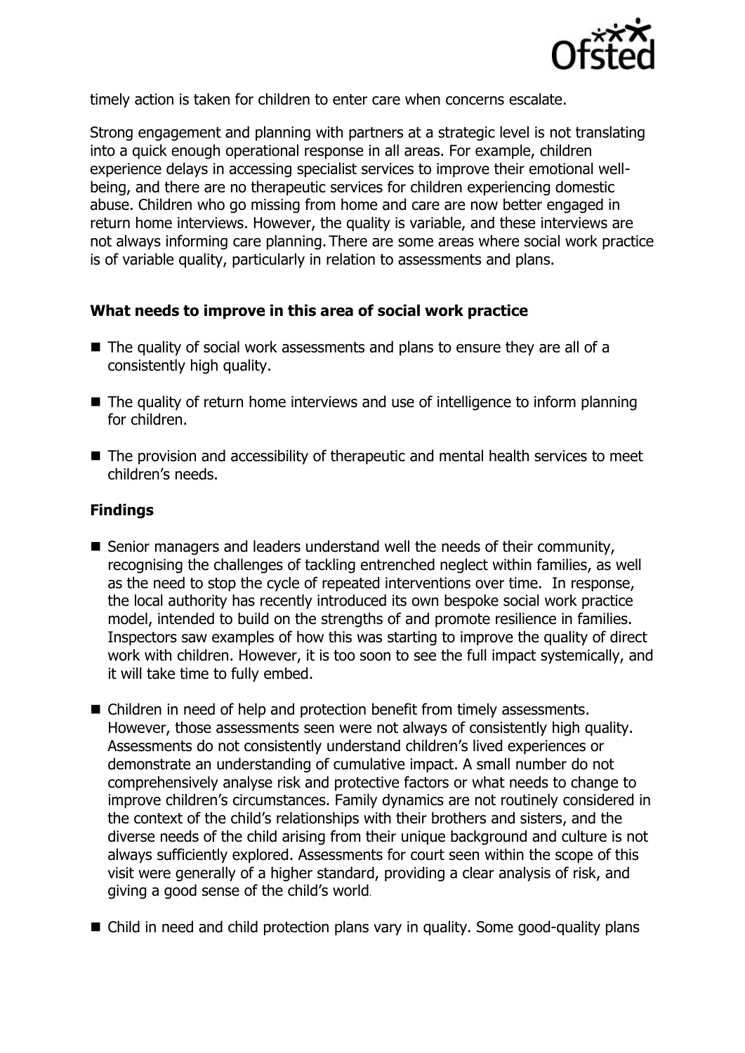timely action is taken for children to enter care when concerns escalate.

Strong engagement and planning with partners at a strategic level is not translating into a quick enough operational response in all areas. For example, children experience delays in accessing specialist services to improve their emotional well-being, and there are no therapeutic services for children experiencing domestic abuse. Children who go missing from home and care are now better engaged in return home interviews. However, the quality is variable, and these interviews are not always informing care planning. There are some areas where social work practice is of variable quality, particularly in relation to assessments and plans.

### What needs to improve in this area of social work practice

- The quality of social work assessments and plans to ensure they are all of a consistently high quality.
- The quality of return home interviews and use of intelligence to inform planning for children.
- The provision and accessibility of therapeutic and mental health services to meet children's needs.

### Findings

- Senior managers and leaders understand well the needs of their community, recognising the challenges of tackling entrenched neglect within families, as well as the need to stop the cycle of repeated interventions over time. In response, the local authority has recently introduced its own bespoke social work practice model, intended to build on the strengths of and promote resilience in families. Inspectors saw examples of how this was starting to improve the quality of direct work with children. However, it is too soon to see the full impact systemically, and it will take time to fully embed.
- Children in need of help and protection benefit from timely assessments. However, those assessments seen were not always of consistently high quality. Assessments do not consistently understand children's lived experiences or demonstrate an understanding of cumulative impact. A small number do not comprehensively analyse risk and protective factors or what needs to change to improve children's circumstances. Family dynamics are not routinely considered in the context of the child's relationships with their brothers and sisters, and the diverse needs of the child arising from their unique background and culture is not always sufficiently explored. Assessments for court seen within the scope of this visit were generally of a higher standard, providing a clear analysis of risk, and giving a good sense of the child's world.
- Child in need and child protection plans vary in quality. Some good-quality plans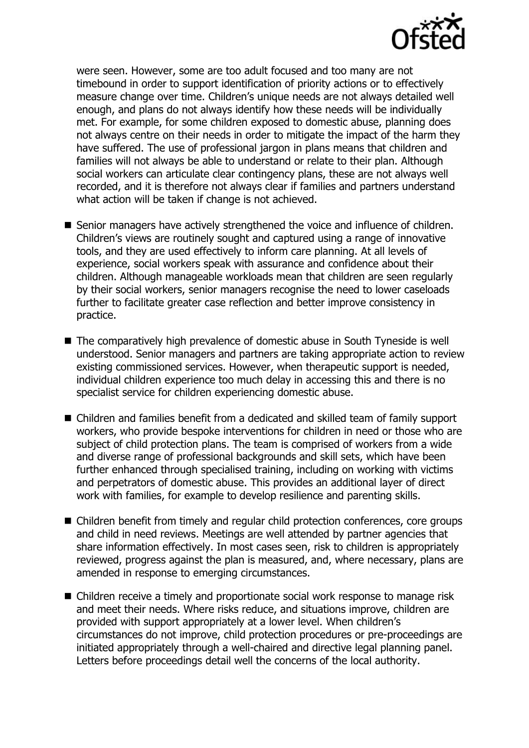were seen. However, some are too adult focused and too many are not timebound in order to support identification of priority actions or to effectively measure change over time. Children's unique needs are not always detailed well enough, and plans do not always identify how these needs will be individually met. For example, for some children exposed to domestic abuse, planning does not always centre on their needs in order to mitigate the impact of the harm they have suffered. The use of professional jargon in plans means that children and families will not always be able to understand or relate to their plan. Although social workers can articulate clear contingency plans, these are not always well recorded, and it is therefore not always clear if families and partners understand what action will be taken if change is not achieved.

- Senior managers have actively strengthened the voice and influence of children. Children's views are routinely sought and captured using a range of innovative tools, and they are used effectively to inform care planning. At all levels of experience, social workers speak with assurance and confidence about their children. Although manageable workloads mean that children are seen regularly by their social workers, senior managers recognise the need to lower caseloads further to facilitate greater case reflection and better improve consistency in practice.

- The comparatively high prevalence of domestic abuse in South Tyneside is well understood. Senior managers and partners are taking appropriate action to review existing commissioned services. However, when therapeutic support is needed, individual children experience too much delay in accessing this and there is no specialist service for children experiencing domestic abuse.

- Children and families benefit from a dedicated and skilled team of family support workers, who provide bespoke interventions for children in need or those who are subject of child protection plans. The team is comprised of workers from a wide and diverse range of professional backgrounds and skill sets, which have been further enhanced through specialised training, including on working with victims and perpetrators of domestic abuse. This provides an additional layer of direct work with families, for example to develop resilience and parenting skills.

- Children benefit from timely and regular child protection conferences, core groups and child in need reviews. Meetings are well attended by partner agencies that share information effectively. In most cases seen, risk to children is appropriately reviewed, progress against the plan is measured, and, where necessary, plans are amended in response to emerging circumstances.

- Children receive a timely and proportionate social work response to manage risk and meet their needs. Where risks reduce, and situations improve, children are provided with support appropriately at a lower level. When children's circumstances do not improve, child protection procedures or pre-proceedings are initiated appropriately through a well-chaired and directive legal planning panel. Letters before proceedings detail well the concerns of the local authority.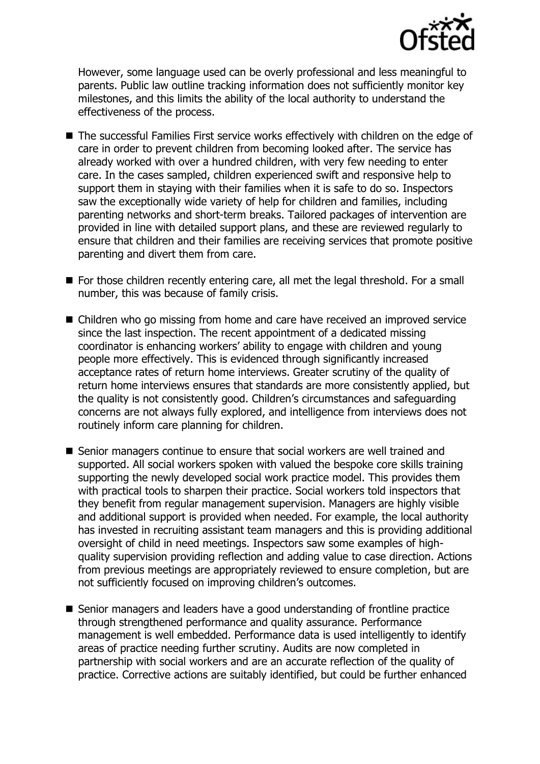However, some language used can be overly professional and less meaningful to parents. Public law outline tracking information does not sufficiently monitor key milestones, and this limits the ability of the local authority to understand the effectiveness of the process.

- The successful Families First service works effectively with children on the edge of care in order to prevent children from becoming looked after. The service has already worked with over a hundred children, with very few needing to enter care. In the cases sampled, children experienced swift and responsive help to support them in staying with their families when it is safe to do so. Inspectors saw the exceptionally wide variety of help for children and families, including parenting networks and short-term breaks. Tailored packages of intervention are provided in line with detailed support plans, and these are reviewed regularly to ensure that children and their families are receiving services that promote positive parenting and divert them from care.
- For those children recently entering care, all met the legal threshold. For a small number, this was because of family crisis.
- Children who go missing from home and care have received an improved service since the last inspection. The recent appointment of a dedicated missing coordinator is enhancing workers' ability to engage with children and young people more effectively. This is evidenced through significantly increased acceptance rates of return home interviews. Greater scrutiny of the quality of return home interviews ensures that standards are more consistently applied, but the quality is not consistently good. Children's circumstances and safeguarding concerns are not always fully explored, and intelligence from interviews does not routinely inform care planning for children.
- Senior managers continue to ensure that social workers are well trained and supported. All social workers spoken with valued the bespoke core skills training supporting the newly developed social work practice model. This provides them with practical tools to sharpen their practice. Social workers told inspectors that they benefit from regular management supervision. Managers are highly visible and additional support is provided when needed. For example, the local authority has invested in recruiting assistant team managers and this is providing additional oversight of child in need meetings. Inspectors saw some examples of high-quality supervision providing reflection and adding value to case direction. Actions from previous meetings are appropriately reviewed to ensure completion, but are not sufficiently focused on improving children's outcomes.
- Senior managers and leaders have a good understanding of frontline practice through strengthened performance and quality assurance. Performance management is well embedded. Performance data is used intelligently to identify areas of practice needing further scrutiny. Audits are now completed in partnership with social workers and are an accurate reflection of the quality of practice. Corrective actions are suitably identified, but could be further enhanced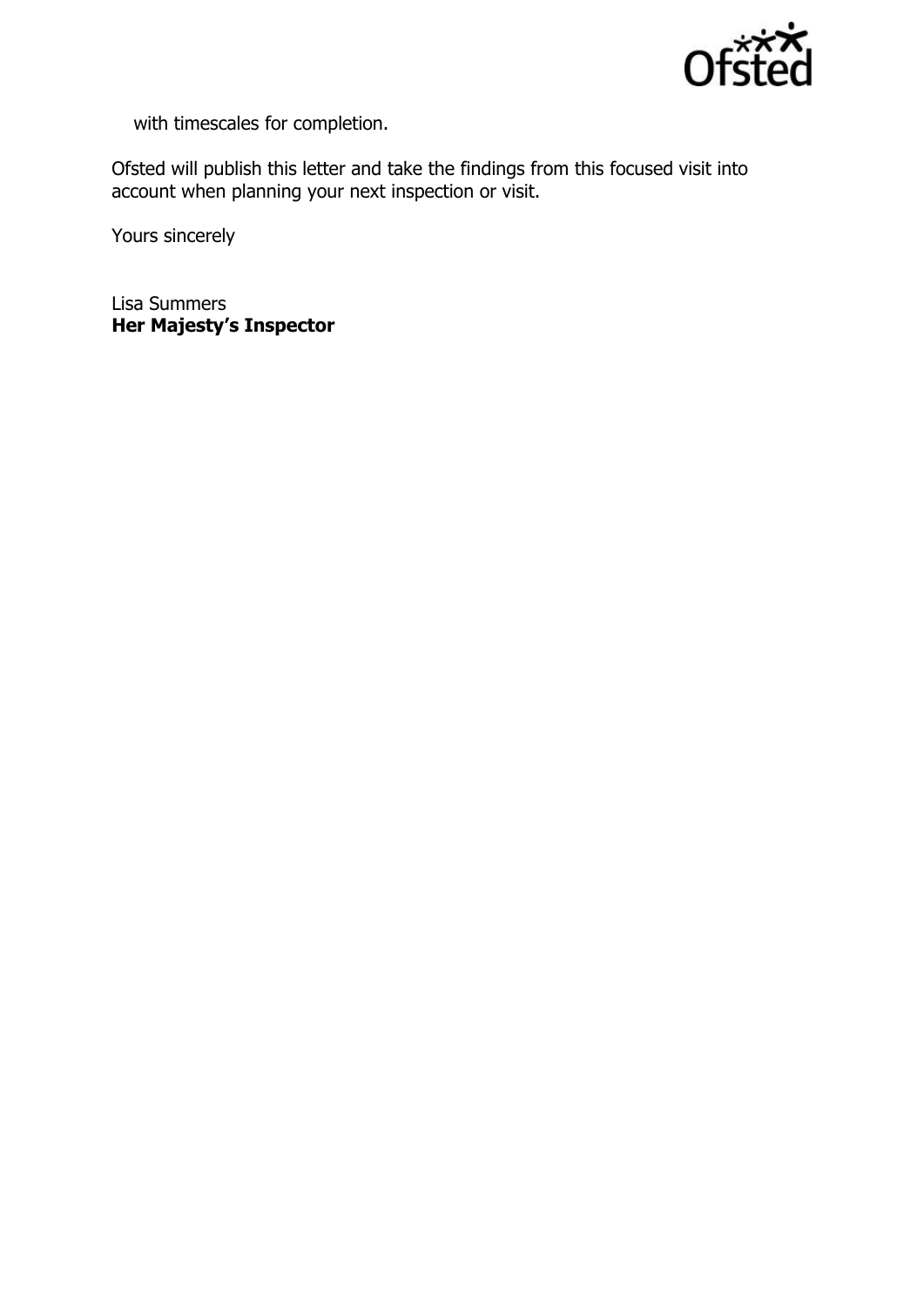with timescales for completion.

Ofsted will publish this letter and take the findings from this focused visit into account when planning your next inspection or visit.

Yours sincerely

Lisa Summers
**Her Majesty's Inspector**